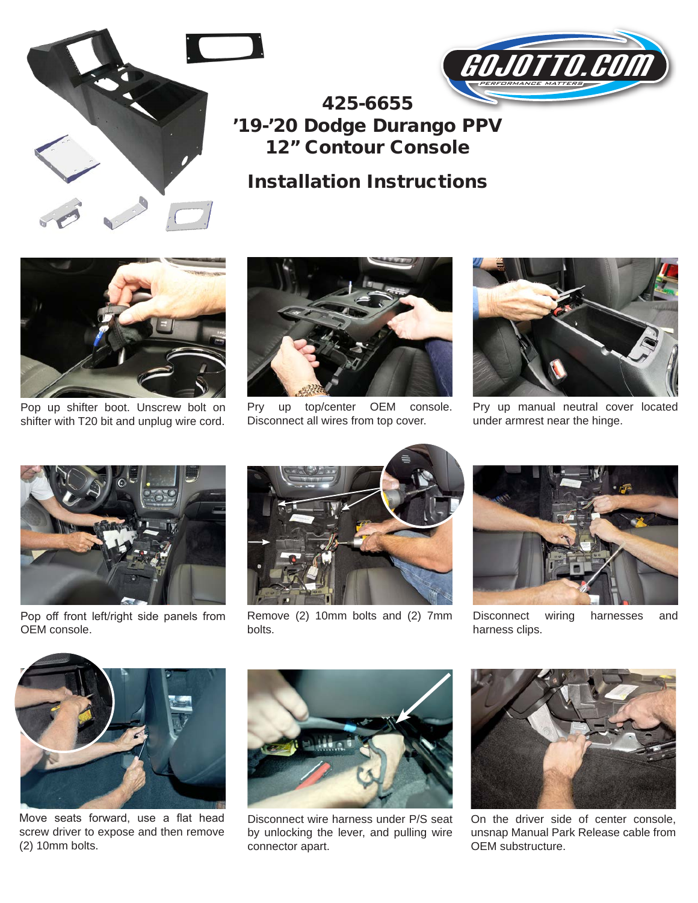GOJOTTO.COM
PERFORMANCE MATTERS

# 425-6655
# '19-'20 Dodge Durango PPV
# 12" Contour Console

## Installation Instructions

Pop up shifter boot. Unscrew bolt on shifter with T20 bit and unplug wire cord.

Pry up top/center OEM console. Disconnect all wires from top cover.

Pry up manual neutral cover located under armrest near the hinge.

Pop off front left/right side panels from OEM console.

Remove (2) 10mm bolts and (2) 7mm bolts.

Disconnect wiring harnesses and harness clips.

Move seats forward, use a flat head screw driver to expose and then remove (2) 10mm bolts.

Disconnect wire harness under P/S seat by unlocking the lever, and pulling wire connector apart.

On the driver side of center console, unsnap Manual Park Release cable from OEM substructure.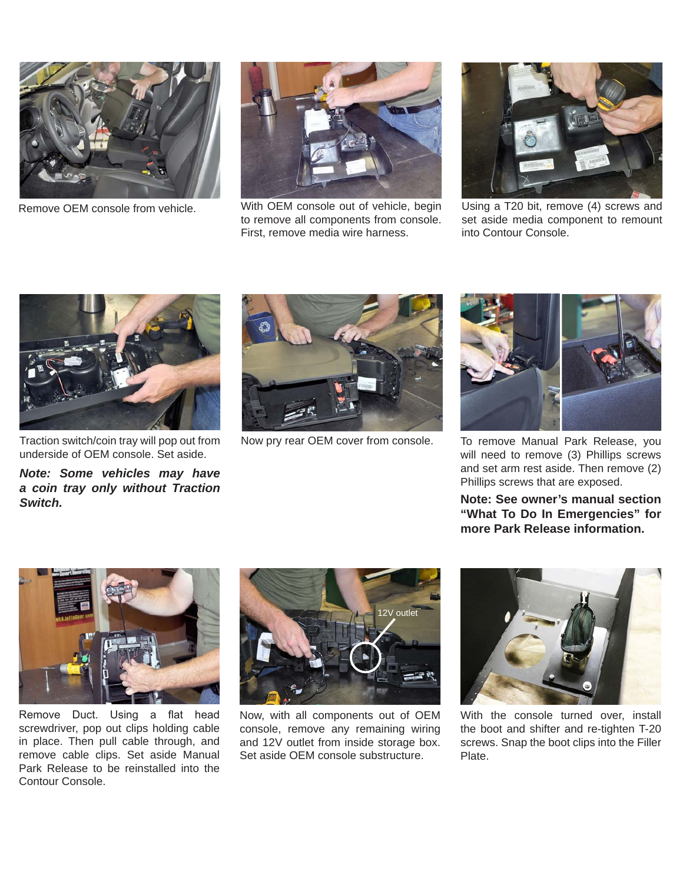Remove OEM console from vehicle.

With OEM console out of vehicle, begin to remove all components from console. First, remove media wire harness.

Using a T20 bit, remove (4) screws and set aside media component to remount into Contour Console.

Traction switch/coin tray will pop out from underside of OEM console. Set aside.

***Note: Some vehicles may have a coin tray only without Traction Switch.***

Now pry rear OEM cover from console.

To remove Manual Park Release, you will need to remove (3) Phillips screws and set arm rest aside. Then remove (2) Phillips screws that are exposed.

**Note: See owner's manual section "What To Do In Emergencies" for more Park Release information.**

Remove Duct. Using a flat head screwdriver, pop out clips holding cable in place. Then pull cable through, and remove cable clips. Set aside Manual Park Release to be reinstalled into the Contour Console.

12V outlet

Now, with all components out of OEM console, remove any remaining wiring and 12V outlet from inside storage box. Set aside OEM console substructure.

With the console turned over, install the boot and shifter and re-tighten T-20 screws. Snap the boot clips into the Filler Plate.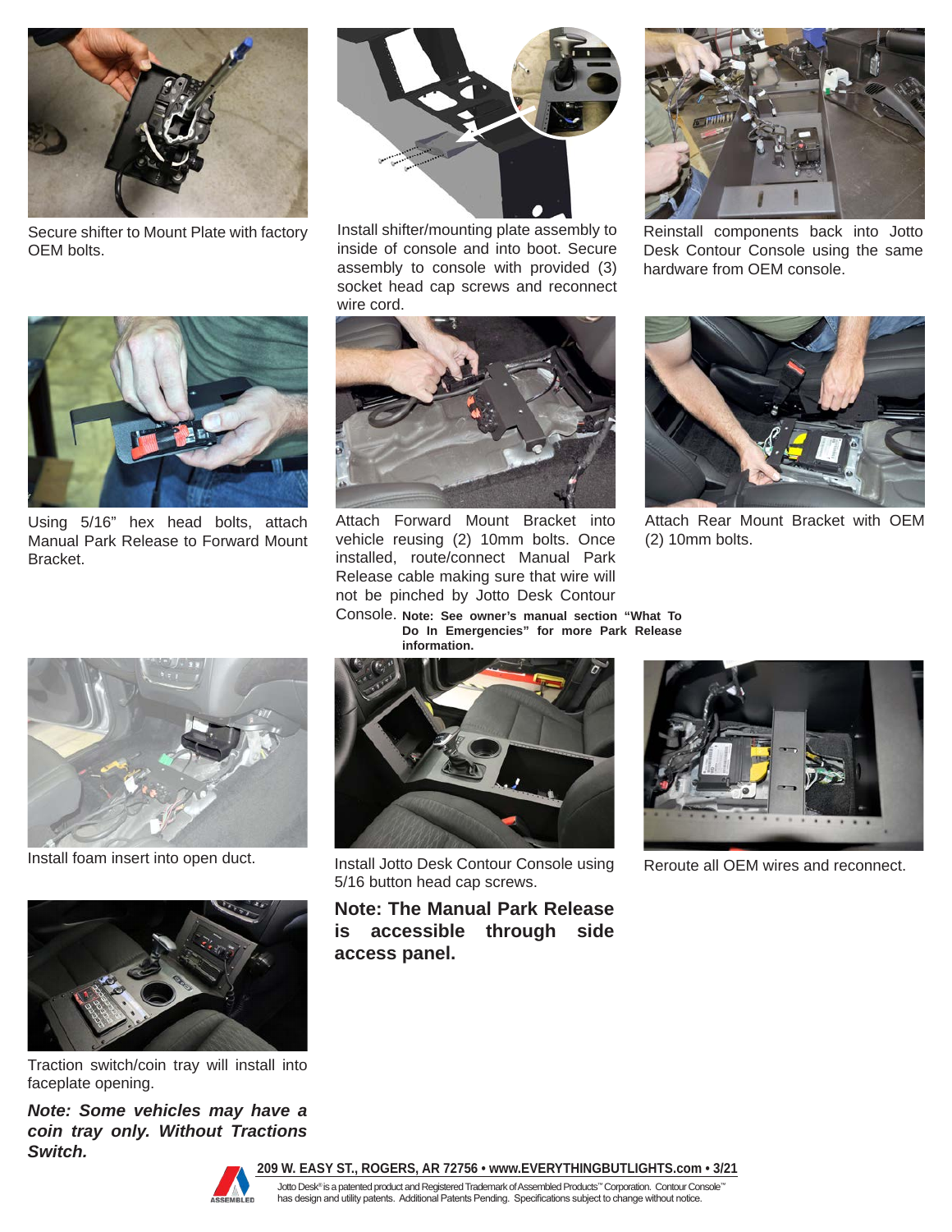Secure shifter to Mount Plate with factory OEM bolts.

Install shifter/mounting plate assembly to inside of console and into boot. Secure assembly to console with provided (3) socket head cap screws and reconnect wire cord.

Reinstall components back into Jotto Desk Contour Console using the same hardware from OEM console.

Using 5/16" hex head bolts, attach Manual Park Release to Forward Mount Bracket.

Attach Forward Mount Bracket into vehicle reusing (2) 10mm bolts. Once installed, route/connect Manual Park Release cable making sure that wire will not be pinched by Jotto Desk Contour Console. **Note: See owner's manual section "What To Do In Emergencies" for more Park Release information.**

Attach Rear Mount Bracket with OEM (2) 10mm bolts.

Install foam insert into open duct.

Install Jotto Desk Contour Console using 5/16 button head cap screws.

**Note: The Manual Park Release is accessible through side access panel.**

Reroute all OEM wires and reconnect.

Traction switch/coin tray will install into faceplate opening.

***Note: Some vehicles may have a coin tray only. Without Tractions Switch.***

**209 W. EASY ST., ROGERS, AR 72756 • www.EVERYTHINGBUTLIGHTS.com • 3/21**

Jotto Desk® is a patented product and Registered Trademark of Assembled Products™ Corporation. Contour Console™ has design and utility patents. Additional Patents Pending. Specifications subject to change without notice.